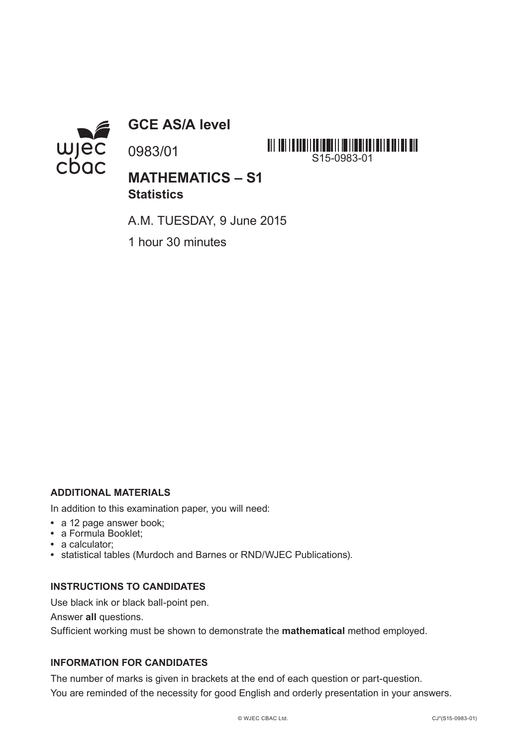# GCE AS/A level

0983/01

S15-0983-01

## MATHEMATICS – S1
### Statistics

A.M. TUESDAY, 9 June 2015

1 hour 30 minutes

**ADDITIONAL MATERIALS**

In addition to this examination paper, you will need:

- a 12 page answer book;
- a Formula Booklet;
- a calculator;
- statistical tables (Murdoch and Barnes or RND/WJEC Publications).

**INSTRUCTIONS TO CANDIDATES**

Use black ink or black ball-point pen.

Answer **all** questions.

Sufficient working must be shown to demonstrate the **mathematical** method employed.

**INFORMATION FOR CANDIDATES**

The number of marks is given in brackets at the end of each question or part-question.

You are reminded of the necessity for good English and orderly presentation in your answers.

© WJEC CBAC Ltd. CJ*(S15-0983-01)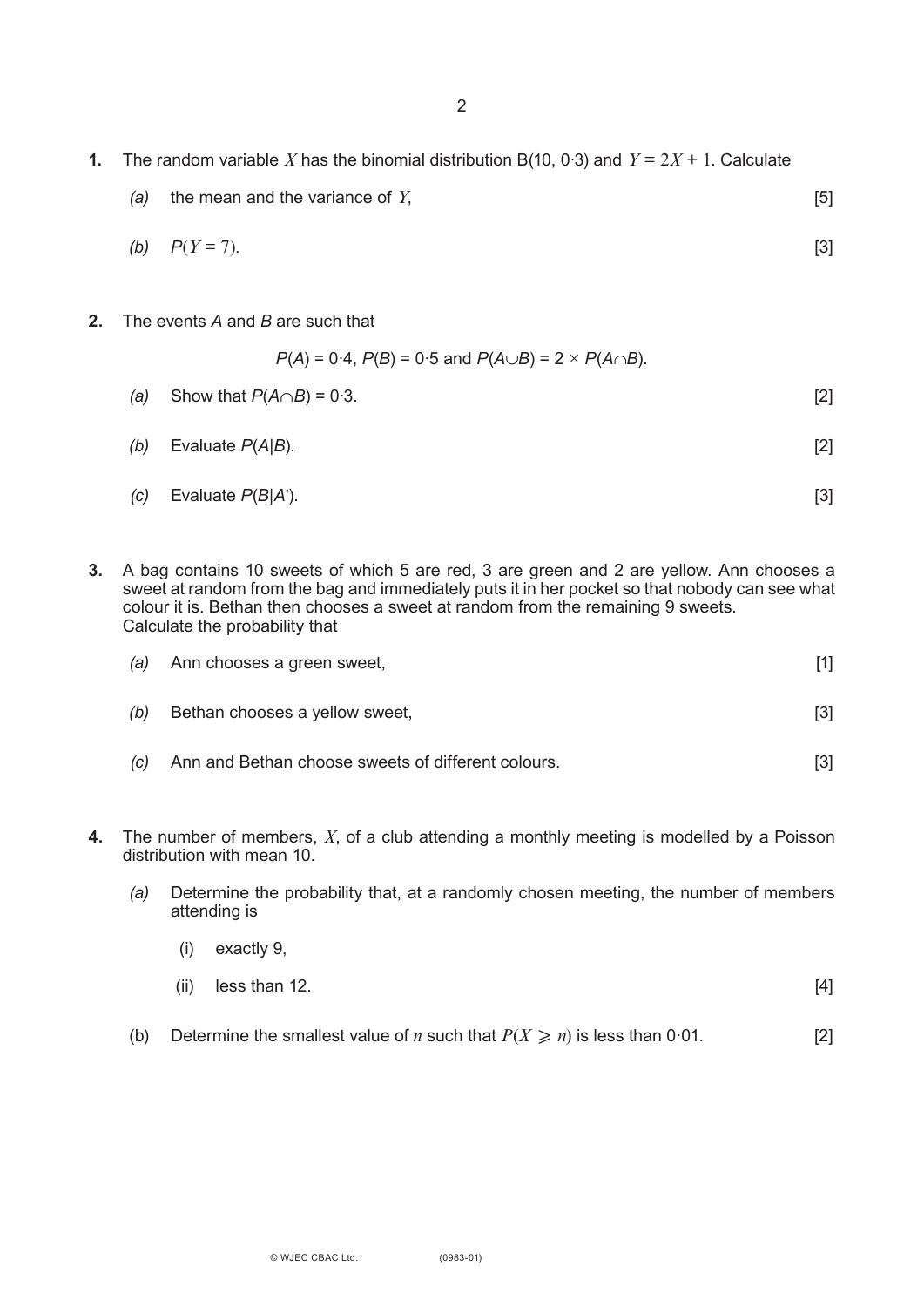**1.** The random variable $X$ has the binomial distribution B(10, 0·3) and $Y = 2X + 1$. Calculate

*(a)* the mean and the variance of $Y$, [5]

*(b)* $P(Y = 7)$. [3]

**2.** The events $A$ and $B$ are such that

$$P(A) = 0{\cdot}4,\ P(B) = 0{\cdot}5 \text{ and } P(A \cup B) = 2 \times P(A \cap B).$$

*(a)* Show that $P(A \cap B) = 0{\cdot}3$. [2]

*(b)* Evaluate $P(A|B)$. [2]

*(c)* Evaluate $P(B|A')$. [3]

**3.** A bag contains 10 sweets of which 5 are red, 3 are green and 2 are yellow. Ann chooses a sweet at random from the bag and immediately puts it in her pocket so that nobody can see what colour it is. Bethan then chooses a sweet at random from the remaining 9 sweets.
Calculate the probability that

*(a)* Ann chooses a green sweet, [1]

*(b)* Bethan chooses a yellow sweet, [3]

*(c)* Ann and Bethan choose sweets of different colours. [3]

**4.** The number of members, $X$, of a club attending a monthly meeting is modelled by a Poisson distribution with mean 10.

*(a)* Determine the probability that, at a randomly chosen meeting, the number of members attending is

(i) exactly 9,

(ii) less than 12. [4]

(b) Determine the smallest value of $n$ such that $P(X \geqslant n)$ is less than 0·01. [2]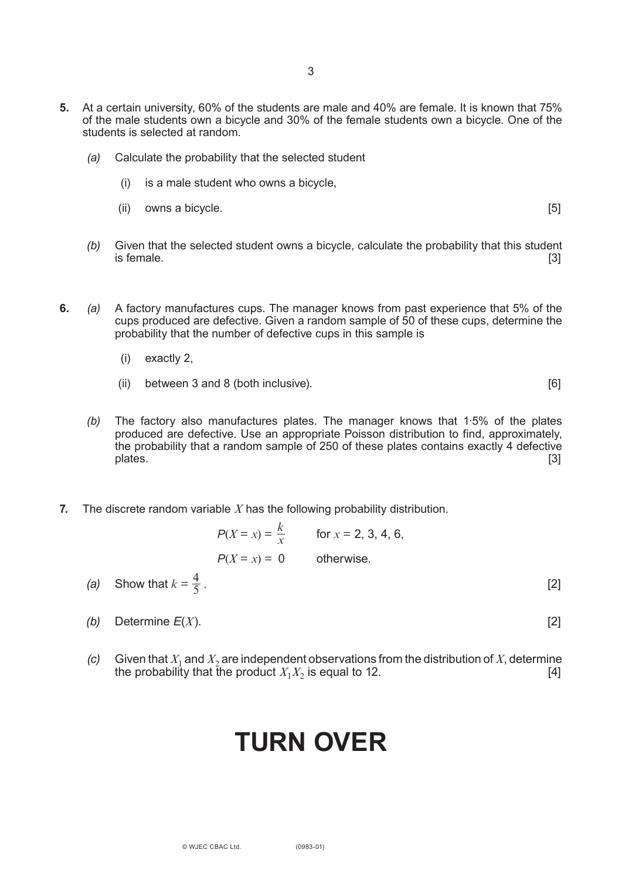**5.** At a certain university, 60% of the students are male and 40% are female. It is known that 75% of the male students own a bicycle and 30% of the female students own a bicycle. One of the students is selected at random.

*(a)* Calculate the probability that the selected student

(i) is a male student who owns a bicycle,

(ii) owns a bicycle. [5]

*(b)* Given that the selected student owns a bicycle, calculate the probability that this student is female. [3]

**6.** *(a)* A factory manufactures cups. The manager knows from past experience that 5% of the cups produced are defective. Given a random sample of 50 of these cups, determine the probability that the number of defective cups in this sample is

(i) exactly 2,

(ii) between 3 and 8 (both inclusive). [6]

*(b)* The factory also manufactures plates. The manager knows that 1·5% of the plates produced are defective. Use an appropriate Poisson distribution to find, approximately, the probability that a random sample of 250 of these plates contains exactly 4 defective plates. [3]

**7.** The discrete random variable $X$ has the following probability distribution.

$$P(X = x) = \frac{k}{x} \qquad \text{for } x = 2, 3, 4, 6,$$

$$P(X = x) = 0 \qquad \text{otherwise.}$$

*(a)* Show that $k = \frac{4}{5}$. [2]

*(b)* Determine $E(X)$. [2]

*(c)* Given that $X_1$ and $X_2$ are independent observations from the distribution of $X$, determine the probability that the product $X_1X_2$ is equal to 12. [4]

# TURN OVER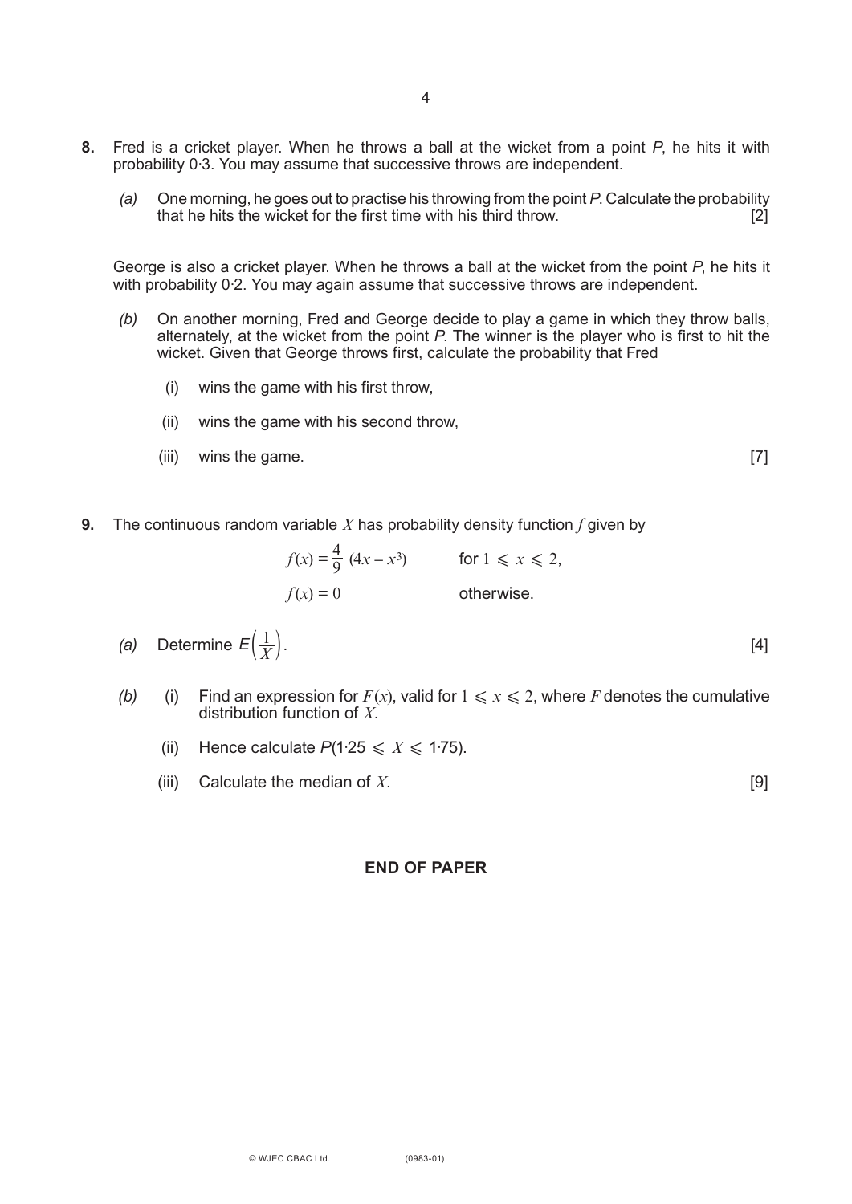**8.** Fred is a cricket player. When he throws a ball at the wicket from a point *P*, he hits it with probability 0·3. You may assume that successive throws are independent.

*(a)* One morning, he goes out to practise his throwing from the point *P*. Calculate the probability that he hits the wicket for the first time with his third throw. [2]

George is also a cricket player. When he throws a ball at the wicket from the point *P*, he hits it with probability 0·2. You may again assume that successive throws are independent.

*(b)* On another morning, Fred and George decide to play a game in which they throw balls, alternately, at the wicket from the point *P*. The winner is the player who is first to hit the wicket. Given that George throws first, calculate the probability that Fred

(i) wins the game with his first throw,

(ii) wins the game with his second throw,

(iii) wins the game. [7]

**9.** The continuous random variable $X$ has probability density function $f$ given by

$$f(x) = \frac{4}{9}(4x - x^3) \qquad \text{for } 1 \leqslant x \leqslant 2,$$

$$f(x) = 0 \qquad \text{otherwise.}$$

*(a)* Determine $E\left(\frac{1}{X}\right)$. [4]

*(b)* (i) Find an expression for $F(x)$, valid for $1 \leqslant x \leqslant 2$, where $F$ denotes the cumulative distribution function of $X$.

(ii) Hence calculate $P(1{\cdot}25 \leqslant X \leqslant 1{\cdot}75)$.

(iii) Calculate the median of $X$. [9]

**END OF PAPER**